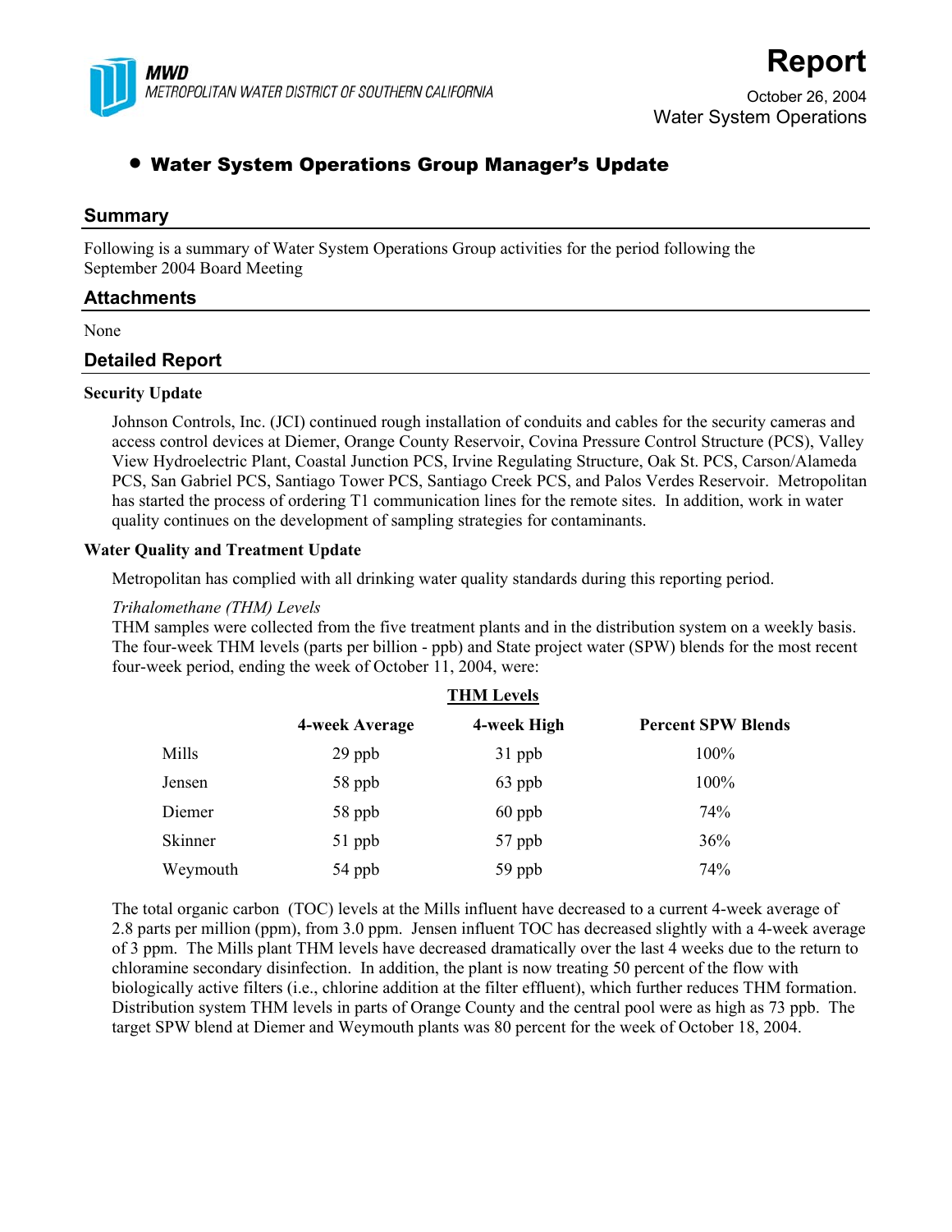MWD
METROPOLITAN WATER DISTRICT OF SOUTHERN CALIFORNIA

# Report

October 26, 2004
Water System Operations

- **Water System Operations Group Manager's Update**

## Summary

Following is a summary of Water System Operations Group activities for the period following the September 2004 Board Meeting

## Attachments

None

## Detailed Report

### Security Update

Johnson Controls, Inc. (JCI) continued rough installation of conduits and cables for the security cameras and access control devices at Diemer, Orange County Reservoir, Covina Pressure Control Structure (PCS), Valley View Hydroelectric Plant, Coastal Junction PCS, Irvine Regulating Structure, Oak St. PCS, Carson/Alameda PCS, San Gabriel PCS, Santiago Tower PCS, Santiago Creek PCS, and Palos Verdes Reservoir. Metropolitan has started the process of ordering T1 communication lines for the remote sites. In addition, work in water quality continues on the development of sampling strategies for contaminants.

### Water Quality and Treatment Update

Metropolitan has complied with all drinking water quality standards during this reporting period.

*Trihalomethane (THM) Levels*
THM samples were collected from the five treatment plants and in the distribution system on a weekly basis. The four-week THM levels (parts per billion - ppb) and State project water (SPW) blends for the most recent four-week period, ending the week of October 11, 2004, were:

**THM Levels**

| | 4-week Average | 4-week High | Percent SPW Blends |
|---|---|---|---|
| Mills | 29 ppb | 31 ppb | 100% |
| Jensen | 58 ppb | 63 ppb | 100% |
| Diemer | 58 ppb | 60 ppb | 74% |
| Skinner | 51 ppb | 57 ppb | 36% |
| Weymouth | 54 ppb | 59 ppb | 74% |

The total organic carbon (TOC) levels at the Mills influent have decreased to a current 4-week average of 2.8 parts per million (ppm), from 3.0 ppm. Jensen influent TOC has decreased slightly with a 4-week average of 3 ppm. The Mills plant THM levels have decreased dramatically over the last 4 weeks due to the return to chloramine secondary disinfection. In addition, the plant is now treating 50 percent of the flow with biologically active filters (i.e., chlorine addition at the filter effluent), which further reduces THM formation. Distribution system THM levels in parts of Orange County and the central pool were as high as 73 ppb. The target SPW blend at Diemer and Weymouth plants was 80 percent for the week of October 18, 2004.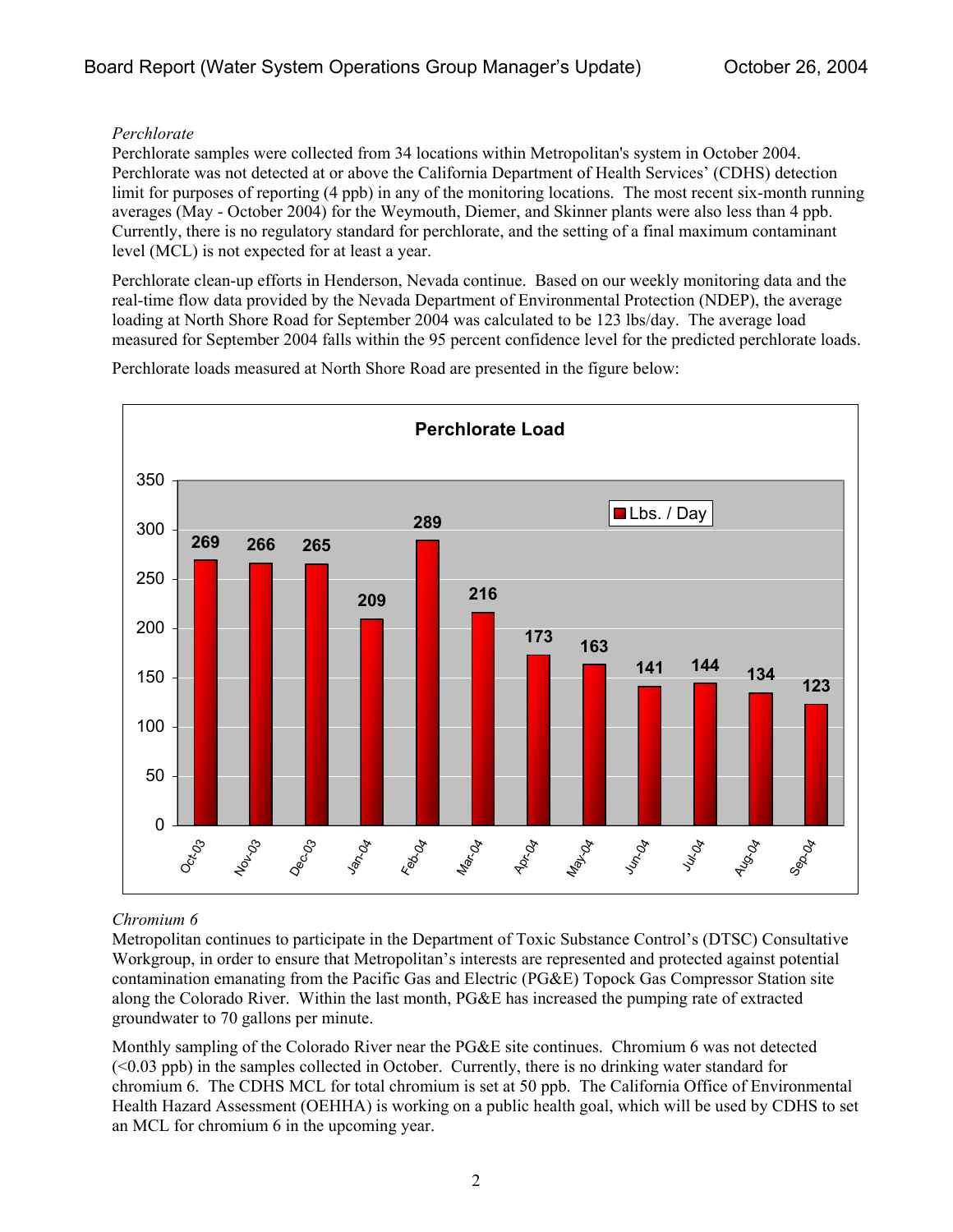*Perchlorate*

Perchlorate samples were collected from 34 locations within Metropolitan's system in October 2004. Perchlorate was not detected at or above the California Department of Health Services' (CDHS) detection limit for purposes of reporting (4 ppb) in any of the monitoring locations. The most recent six-month running averages (May - October 2004) for the Weymouth, Diemer, and Skinner plants were also less than 4 ppb. Currently, there is no regulatory standard for perchlorate, and the setting of a final maximum contaminant level (MCL) is not expected for at least a year.

Perchlorate clean-up efforts in Henderson, Nevada continue. Based on our weekly monitoring data and the real-time flow data provided by the Nevada Department of Environmental Protection (NDEP), the average loading at North Shore Road for September 2004 was calculated to be 123 lbs/day. The average load measured for September 2004 falls within the 95 percent confidence level for the predicted perchlorate loads.

Perchlorate loads measured at North Shore Road are presented in the figure below:

**Perchlorate Load**

| Month | Lbs. / Day |
|---|---|
| Oct-03 | 269 |
| Nov-03 | 266 |
| Dec-03 | 265 |
| Jan-04 | 209 |
| Feb-04 | 289 |
| Mar-04 | 216 |
| Apr-04 | 173 |
| May-04 | 163 |
| Jun-04 | 141 |
| Jul-04 | 144 |
| Aug-04 | 134 |
| Sep-04 | 123 |

*Chromium 6*

Metropolitan continues to participate in the Department of Toxic Substance Control's (DTSC) Consultative Workgroup, in order to ensure that Metropolitan's interests are represented and protected against potential contamination emanating from the Pacific Gas and Electric (PG&E) Topock Gas Compressor Station site along the Colorado River. Within the last month, PG&E has increased the pumping rate of extracted groundwater to 70 gallons per minute.

Monthly sampling of the Colorado River near the PG&E site continues. Chromium 6 was not detected (<0.03 ppb) in the samples collected in October. Currently, there is no drinking water standard for chromium 6. The CDHS MCL for total chromium is set at 50 ppb. The California Office of Environmental Health Hazard Assessment (OEHHA) is working on a public health goal, which will be used by CDHS to set an MCL for chromium 6 in the upcoming year.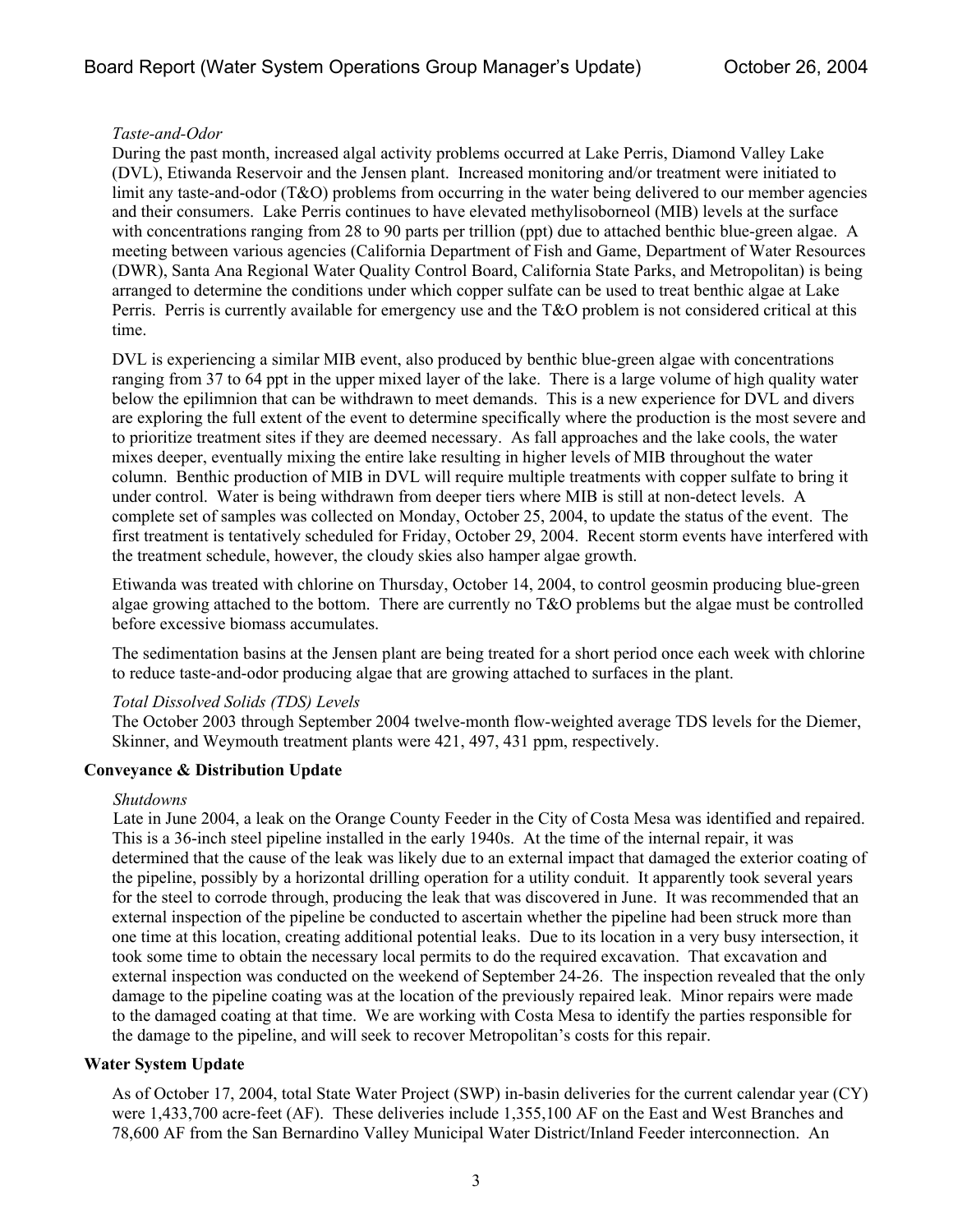*Taste-and-Odor*

During the past month, increased algal activity problems occurred at Lake Perris, Diamond Valley Lake (DVL), Etiwanda Reservoir and the Jensen plant. Increased monitoring and/or treatment were initiated to limit any taste-and-odor (T&O) problems from occurring in the water being delivered to our member agencies and their consumers. Lake Perris continues to have elevated methylisoborneol (MIB) levels at the surface with concentrations ranging from 28 to 90 parts per trillion (ppt) due to attached benthic blue-green algae. A meeting between various agencies (California Department of Fish and Game, Department of Water Resources (DWR), Santa Ana Regional Water Quality Control Board, California State Parks, and Metropolitan) is being arranged to determine the conditions under which copper sulfate can be used to treat benthic algae at Lake Perris. Perris is currently available for emergency use and the T&O problem is not considered critical at this time.

DVL is experiencing a similar MIB event, also produced by benthic blue-green algae with concentrations ranging from 37 to 64 ppt in the upper mixed layer of the lake. There is a large volume of high quality water below the epilimnion that can be withdrawn to meet demands. This is a new experience for DVL and divers are exploring the full extent of the event to determine specifically where the production is the most severe and to prioritize treatment sites if they are deemed necessary. As fall approaches and the lake cools, the water mixes deeper, eventually mixing the entire lake resulting in higher levels of MIB throughout the water column. Benthic production of MIB in DVL will require multiple treatments with copper sulfate to bring it under control. Water is being withdrawn from deeper tiers where MIB is still at non-detect levels. A complete set of samples was collected on Monday, October 25, 2004, to update the status of the event. The first treatment is tentatively scheduled for Friday, October 29, 2004. Recent storm events have interfered with the treatment schedule, however, the cloudy skies also hamper algae growth.

Etiwanda was treated with chlorine on Thursday, October 14, 2004, to control geosmin producing blue-green algae growing attached to the bottom. There are currently no T&O problems but the algae must be controlled before excessive biomass accumulates.

The sedimentation basins at the Jensen plant are being treated for a short period once each week with chlorine to reduce taste-and-odor producing algae that are growing attached to surfaces in the plant.

*Total Dissolved Solids (TDS) Levels*

The October 2003 through September 2004 twelve-month flow-weighted average TDS levels for the Diemer, Skinner, and Weymouth treatment plants were 421, 497, 431 ppm, respectively.

**Conveyance & Distribution Update**

*Shutdowns*

Late in June 2004, a leak on the Orange County Feeder in the City of Costa Mesa was identified and repaired. This is a 36-inch steel pipeline installed in the early 1940s. At the time of the internal repair, it was determined that the cause of the leak was likely due to an external impact that damaged the exterior coating of the pipeline, possibly by a horizontal drilling operation for a utility conduit. It apparently took several years for the steel to corrode through, producing the leak that was discovered in June. It was recommended that an external inspection of the pipeline be conducted to ascertain whether the pipeline had been struck more than one time at this location, creating additional potential leaks. Due to its location in a very busy intersection, it took some time to obtain the necessary local permits to do the required excavation. That excavation and external inspection was conducted on the weekend of September 24-26. The inspection revealed that the only damage to the pipeline coating was at the location of the previously repaired leak. Minor repairs were made to the damaged coating at that time. We are working with Costa Mesa to identify the parties responsible for the damage to the pipeline, and will seek to recover Metropolitan's costs for this repair.

**Water System Update**

As of October 17, 2004, total State Water Project (SWP) in-basin deliveries for the current calendar year (CY) were 1,433,700 acre-feet (AF). These deliveries include 1,355,100 AF on the East and West Branches and 78,600 AF from the San Bernardino Valley Municipal Water District/Inland Feeder interconnection. An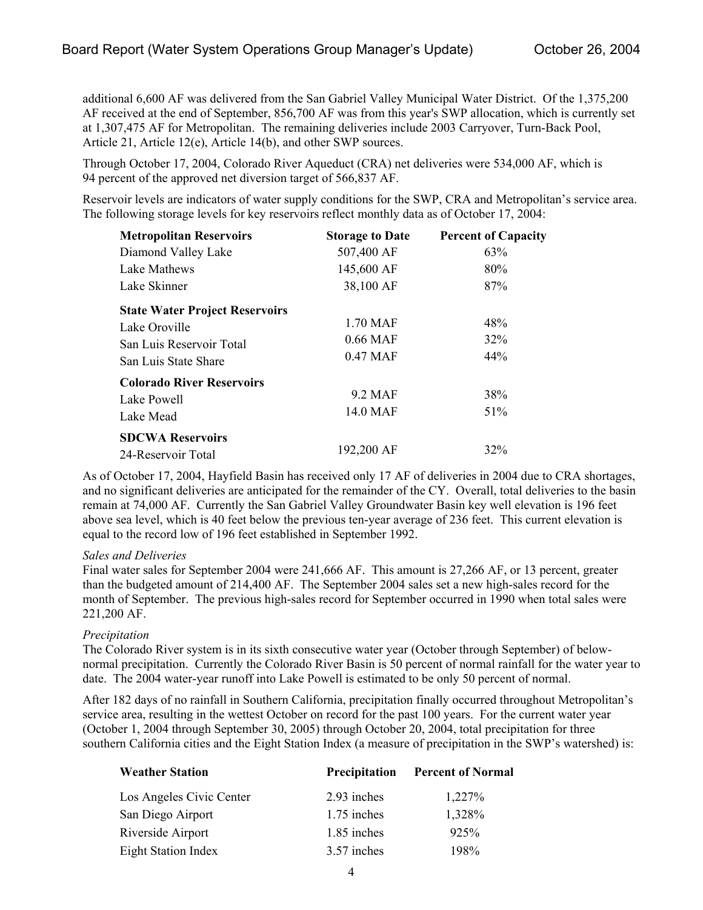additional 6,600 AF was delivered from the San Gabriel Valley Municipal Water District. Of the 1,375,200 AF received at the end of September, 856,700 AF was from this year's SWP allocation, which is currently set at 1,307,475 AF for Metropolitan. The remaining deliveries include 2003 Carryover, Turn-Back Pool, Article 21, Article 12(e), Article 14(b), and other SWP sources.

Through October 17, 2004, Colorado River Aqueduct (CRA) net deliveries were 534,000 AF, which is 94 percent of the approved net diversion target of 566,837 AF.

Reservoir levels are indicators of water supply conditions for the SWP, CRA and Metropolitan's service area. The following storage levels for key reservoirs reflect monthly data as of October 17, 2004:

| **Metropolitan Reservoirs** | **Storage to Date** | **Percent of Capacity** |
|---|---|---|
| Diamond Valley Lake | 507,400 AF | 63% |
| Lake Mathews | 145,600 AF | 80% |
| Lake Skinner | 38,100 AF | 87% |
| **State Water Project Reservoirs** | | |
| Lake Oroville | 1.70 MAF | 48% |
| San Luis Reservoir Total | 0.66 MAF | 32% |
| San Luis State Share | 0.47 MAF | 44% |
| **Colorado River Reservoirs** | | |
| Lake Powell | 9.2 MAF | 38% |
| Lake Mead | 14.0 MAF | 51% |
| **SDCWA Reservoirs** | | |
| 24-Reservoir Total | 192,200 AF | 32% |

As of October 17, 2004, Hayfield Basin has received only 17 AF of deliveries in 2004 due to CRA shortages, and no significant deliveries are anticipated for the remainder of the CY. Overall, total deliveries to the basin remain at 74,000 AF. Currently the San Gabriel Valley Groundwater Basin key well elevation is 196 feet above sea level, which is 40 feet below the previous ten-year average of 236 feet. This current elevation is equal to the record low of 196 feet established in September 1992.

*Sales and Deliveries*

Final water sales for September 2004 were 241,666 AF. This amount is 27,266 AF, or 13 percent, greater than the budgeted amount of 214,400 AF. The September 2004 sales set a new high-sales record for the month of September. The previous high-sales record for September occurred in 1990 when total sales were 221,200 AF.

*Precipitation*

The Colorado River system is in its sixth consecutive water year (October through September) of below-normal precipitation. Currently the Colorado River Basin is 50 percent of normal rainfall for the water year to date. The 2004 water-year runoff into Lake Powell is estimated to be only 50 percent of normal.

After 182 days of no rainfall in Southern California, precipitation finally occurred throughout Metropolitan's service area, resulting in the wettest October on record for the past 100 years. For the current water year (October 1, 2004 through September 30, 2005) through October 20, 2004, total precipitation for three southern California cities and the Eight Station Index (a measure of precipitation in the SWP's watershed) is:

| **Weather Station** | **Precipitation** | **Percent of Normal** |
|---|---|---|
| Los Angeles Civic Center | 2.93 inches | 1,227% |
| San Diego Airport | 1.75 inches | 1,328% |
| Riverside Airport | 1.85 inches | 925% |
| Eight Station Index | 3.57 inches | 198% |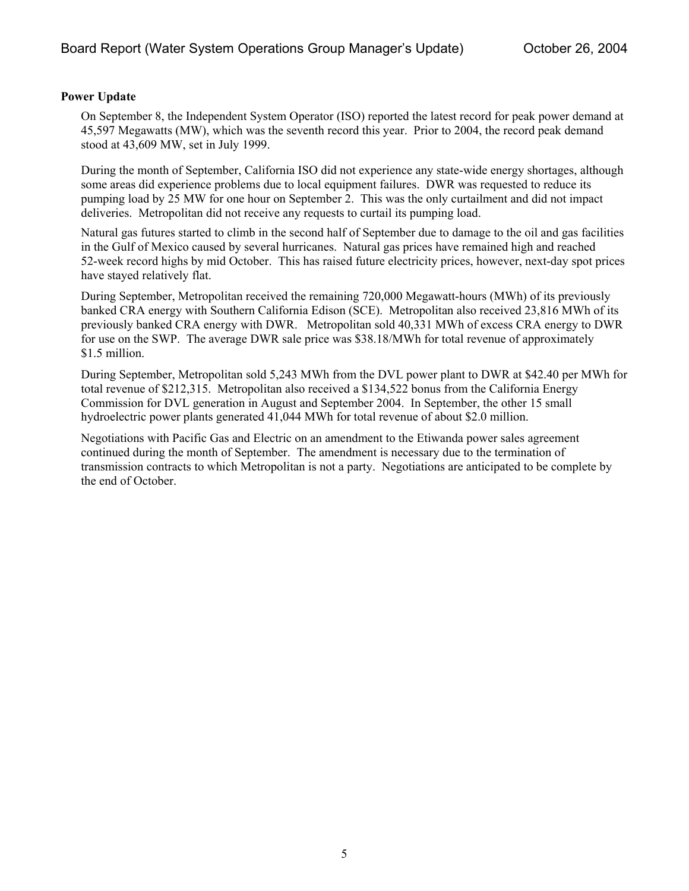**Power Update**

On September 8, the Independent System Operator (ISO) reported the latest record for peak power demand at 45,597 Megawatts (MW), which was the seventh record this year. Prior to 2004, the record peak demand stood at 43,609 MW, set in July 1999.

During the month of September, California ISO did not experience any state-wide energy shortages, although some areas did experience problems due to local equipment failures. DWR was requested to reduce its pumping load by 25 MW for one hour on September 2. This was the only curtailment and did not impact deliveries. Metropolitan did not receive any requests to curtail its pumping load.

Natural gas futures started to climb in the second half of September due to damage to the oil and gas facilities in the Gulf of Mexico caused by several hurricanes. Natural gas prices have remained high and reached 52-week record highs by mid October. This has raised future electricity prices, however, next-day spot prices have stayed relatively flat.

During September, Metropolitan received the remaining 720,000 Megawatt-hours (MWh) of its previously banked CRA energy with Southern California Edison (SCE). Metropolitan also received 23,816 MWh of its previously banked CRA energy with DWR. Metropolitan sold 40,331 MWh of excess CRA energy to DWR for use on the SWP. The average DWR sale price was $38.18/MWh for total revenue of approximately $1.5 million.

During September, Metropolitan sold 5,243 MWh from the DVL power plant to DWR at $42.40 per MWh for total revenue of $212,315. Metropolitan also received a $134,522 bonus from the California Energy Commission for DVL generation in August and September 2004. In September, the other 15 small hydroelectric power plants generated 41,044 MWh for total revenue of about $2.0 million.

Negotiations with Pacific Gas and Electric on an amendment to the Etiwanda power sales agreement continued during the month of September. The amendment is necessary due to the termination of transmission contracts to which Metropolitan is not a party. Negotiations are anticipated to be complete by the end of October.